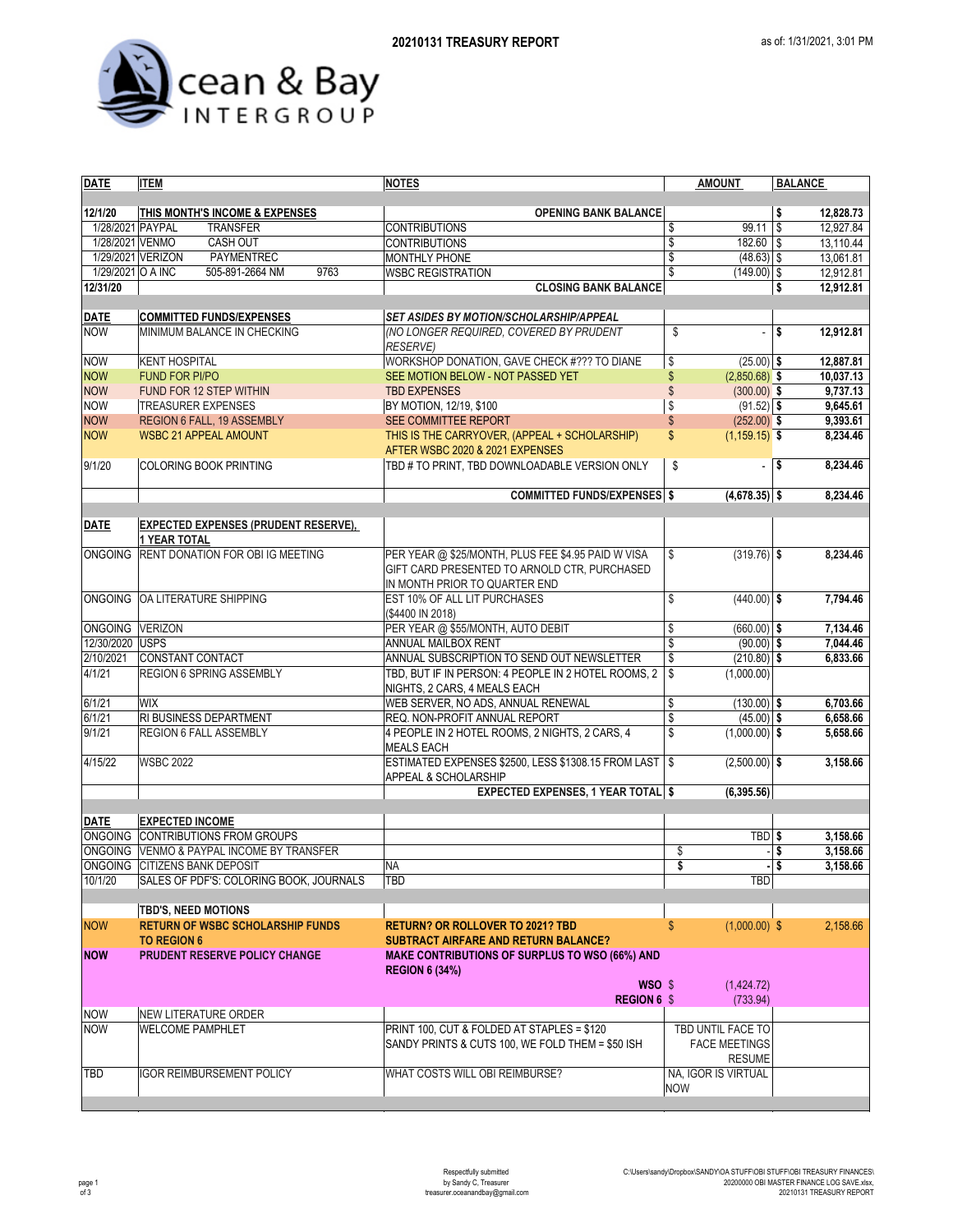# 20210131 TREASURY REPORT

as of: 1/31/2021, 3:01 PM

Ocean & Bay INTERGROUP

| DATE | ITEM | NOTES | AMOUNT | BALANCE |
|---|---|---|---|---|
| 12/1/20 | **THIS MONTH'S INCOME & EXPENSES** | **OPENING BANK BALANCE** | | **$ 12,828.73** |
| 1/28/2021 | PAYPAL TRANSFER | CONTRIBUTIONS | $ 99.11 | $ 12,927.84 |
| 1/28/2021 | VENMO CASH OUT | CONTRIBUTIONS | $ 182.60 | $ 13,110.44 |
| 1/29/2021 | VERIZON PAYMENTREC | MONTHLY PHONE | $ (48.63) | $ 13,061.81 |
| 1/29/2021 | O A INC 505-891-2664 NM 9763 | WSBC REGISTRATION | $ (149.00) | $ 12,912.81 |
| **12/31/20** | | **CLOSING BANK BALANCE** | | **$ 12,912.81** |
| **DATE** | **COMMITTED FUNDS/EXPENSES** | ***SET ASIDES BY MOTION/SCHOLARSHIP/APPEAL*** | | |
| NOW | MINIMUM BALANCE IN CHECKING | *(NO LONGER REQUIRED, COVERED BY PRUDENT RESERVE)* | $ - | **$ 12,912.81** |
| NOW | KENT HOSPITAL | WORKSHOP DONATION, GAVE CHECK #??? TO DIANE | $ (25.00) | **$ 12,887.81** |
| NOW | FUND FOR PI/PO | SEE MOTION BELOW - NOT PASSED YET | $ (2,850.68) | **$ 10,037.13** |
| NOW | FUND FOR 12 STEP WITHIN | TBD EXPENSES | $ (300.00) | **$ 9,737.13** |
| NOW | TREASURER EXPENSES | BY MOTION, 12/19, $100 | $ (91.52) | **$ 9,645.61** |
| NOW | REGION 6 FALL, 19 ASSEMBLY | SEE COMMITTEE REPORT | $ (252.00) | **$ 9,393.61** |
| NOW | WSBC 21 APPEAL AMOUNT | THIS IS THE CARRYOVER, (APPEAL + SCHOLARSHIP) AFTER WSBC 2020 & 2021 EXPENSES | $ (1,159.15) | **$ 8,234.46** |
| 9/1/20 | COLORING BOOK PRINTING | TBD # TO PRINT, TBD DOWNLOADABLE VERSION ONLY | $ - | **$ 8,234.46** |
| | | **COMMITTED FUNDS/EXPENSES** | **$ (4,678.35)** | **$ 8,234.46** |
| **DATE** | **EXPECTED EXPENSES (PRUDENT RESERVE), 1 YEAR TOTAL** | | | |
| ONGOING | RENT DONATION FOR OBI IG MEETING | PER YEAR @ $25/MONTH, PLUS FEE $4.95 PAID W VISA GIFT CARD PRESENTED TO ARNOLD CTR, PURCHASED IN MONTH PRIOR TO QUARTER END | $ (319.76) | **$ 8,234.46** |
| ONGOING | OA LITERATURE SHIPPING | EST 10% OF ALL LIT PURCHASES ($4400 IN 2018) | $ (440.00) | **$ 7,794.46** |
| ONGOING | VERIZON | PER YEAR @ $55/MONTH, AUTO DEBIT | $ (660.00) | **$ 7,134.46** |
| 12/30/2020 | USPS | ANNUAL MAILBOX RENT | $ (90.00) | **$ 7,044.46** |
| 2/10/2021 | CONSTANT CONTACT | ANNUAL SUBSCRIPTION TO SEND OUT NEWSLETTER | $ (210.80) | **$ 6,833.66** |
| 4/1/21 | REGION 6 SPRING ASSEMBLY | TBD, BUT IF IN PERSON: 4 PEOPLE IN 2 HOTEL ROOMS, 2 NIGHTS, 2 CARS, 4 MEALS EACH | $ (1,000.00) | |
| 6/1/21 | WIX | WEB SERVER, NO ADS, ANNUAL RENEWAL | $ (130.00) | **$ 6,703.66** |
| 6/1/21 | RI BUSINESS DEPARTMENT | REQ. NON-PROFIT ANNUAL REPORT | $ (45.00) | **$ 6,658.66** |
| 9/1/21 | REGION 6 FALL ASSEMBLY | 4 PEOPLE IN 2 HOTEL ROOMS, 2 NIGHTS, 2 CARS, 4 MEALS EACH | $ (1,000.00) | **$ 5,658.66** |
| 4/15/22 | WSBC 2022 | ESTIMATED EXPENSES $2500, LESS $1308.15 FROM LAST APPEAL & SCHOLARSHIP | $ (2,500.00) | **$ 3,158.66** |
| | | **EXPECTED EXPENSES, 1 YEAR TOTAL** | **$ (6,395.56)** | |
| **DATE** | **EXPECTED INCOME** | | | |
| ONGOING | CONTRIBUTIONS FROM GROUPS | | TBD | **$ 3,158.66** |
| ONGOING | VENMO & PAYPAL INCOME BY TRANSFER | | $ - | **$ 3,158.66** |
| ONGOING | CITIZENS BANK DEPOSIT | NA | **$ -** | **$ 3,158.66** |
| 10/1/20 | SALES OF PDF'S: COLORING BOOK, JOURNALS | TBD | TBD | |
| | **TBD'S, NEED MOTIONS** | | | |
| **NOW** | **RETURN OF WSBC SCHOLARSHIP FUNDS TO REGION 6** | **RETURN? OR ROLLOVER TO 2021? TBD SUBTRACT AIRFARE AND RETURN BALANCE?** | $ (1,000.00) | $ 2,158.66 |
| **NOW** | **PRUDENT RESERVE POLICY CHANGE** | **MAKE CONTRIBUTIONS OF SURPLUS TO WSO (66%) AND REGION 6 (34%)** | | |
| | | **WSO** | $ (1,424.72) | |
| | | **REGION 6** | $ (733.94) | |
| NOW | NEW LITERATURE ORDER | | | |
| NOW | WELCOME PAMPHLET | PRINT 100, CUT & FOLDED AT STAPLES = $120 SANDY PRINTS & CUTS 100, WE FOLD THEM = $50 ISH | TBD UNTIL FACE TO FACE MEETINGS RESUME | |
| TBD | IGOR REIMBURSEMENT POLICY | WHAT COSTS WILL OBI REIMBURSE? | NA, IGOR IS VIRTUAL NOW | |

Respectfully submitted
by Sandy C, Treasurer
treasurer.oceanandbay@gmail.com

C:\Users\sandy\Dropbox\SANDY\OA STUFF\OBI STUFF\OBI TREASURY FINANCES\20200000 OBI MASTER FINANCE LOG SAVE.xlsx, 20210131 TREASURY REPORT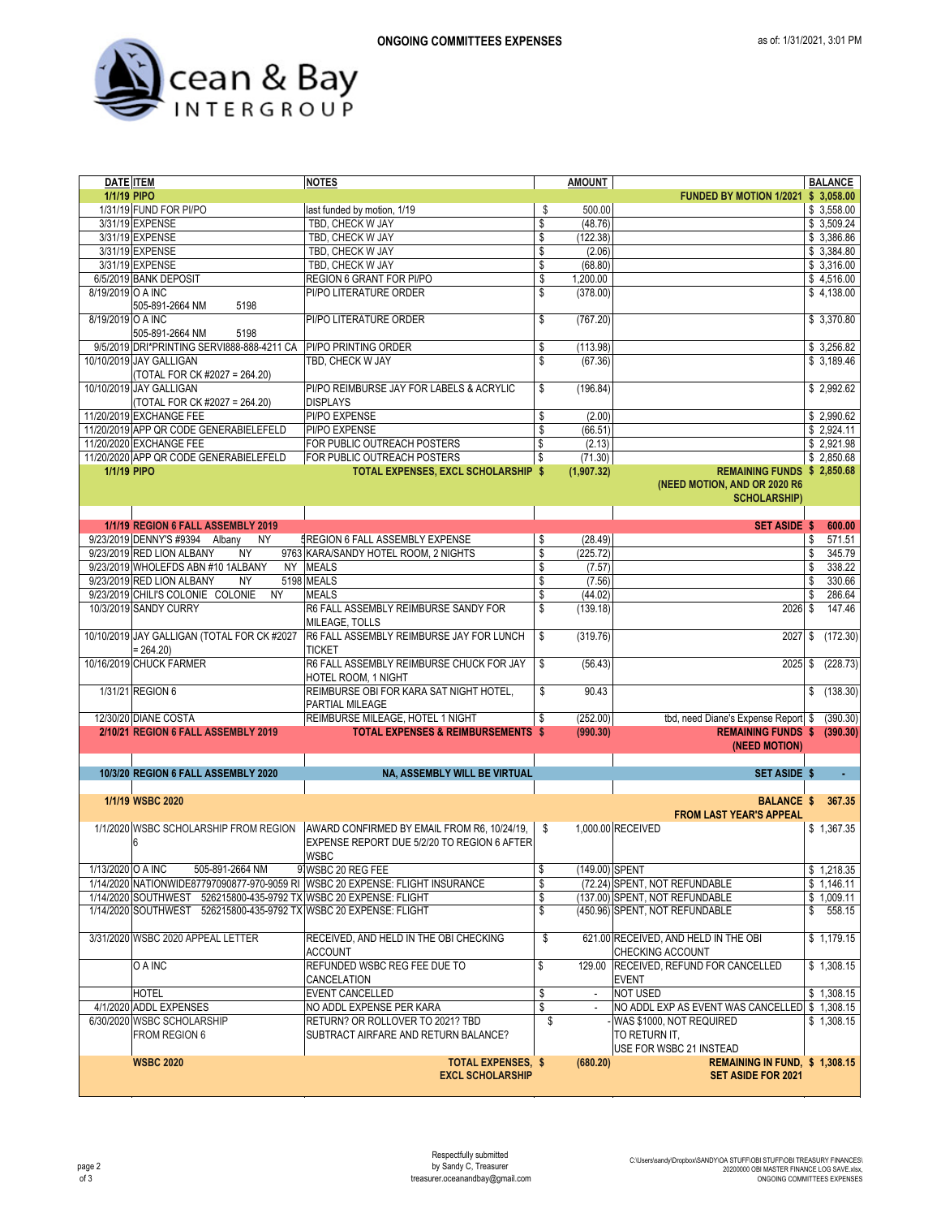**ONGOING COMMITTEES EXPENSES**

as of: 1/31/2021, 3:01 PM

Ocean & Bay INTERGROUP

| DATE | ITEM | NOTES | AMOUNT | | BALANCE |
|---|---|---|---|---|---|
| 1/1/19 | PIPO | | | FUNDED BY MOTION 1/2021 | $ 3,058.00 |
| 1/31/19 | FUND FOR PI/PO | last funded by motion, 1/19 | $ 500.00 | | $ 3,558.00 |
| 3/31/19 | EXPENSE | TBD, CHECK W JAY | $ (48.76) | | $ 3,509.24 |
| 3/31/19 | EXPENSE | TBD, CHECK W JAY | $ (122.38) | | $ 3,386.86 |
| 3/31/19 | EXPENSE | TBD, CHECK W JAY | $ (2.06) | | $ 3,384.80 |
| 3/31/19 | EXPENSE | TBD, CHECK W JAY | $ (68.80) | | $ 3,316.00 |
| 6/5/2019 | BANK DEPOSIT | REGION 6 GRANT FOR PI/PO | $ 1,200.00 | | $ 4,516.00 |
| 8/19/2019 | O A INC 505-891-2664 NM 5198 | PI/PO LITERATURE ORDER | $ (378.00) | | $ 4,138.00 |
| 8/19/2019 | O A INC 505-891-2664 NM 5198 | PI/PO LITERATURE ORDER | $ (767.20) | | $ 3,370.80 |
| 9/5/2019 | DRI*PRINTING SERVI888-888-4211 CA | PI/PO PRINTING ORDER | $ (113.98) | | $ 3,256.82 |
| 10/10/2019 | JAY GALLIGAN (TOTAL FOR CK #2027 = 264.20) | TBD, CHECK W JAY | $ (67.36) | | $ 3,189.46 |
| 10/10/2019 | JAY GALLIGAN (TOTAL FOR CK #2027 = 264.20) | PI/PO REIMBURSE JAY FOR LABELS & ACRYLIC DISPLAYS | $ (196.84) | | $ 2,992.62 |
| 11/20/2019 | EXCHANGE FEE | PI/PO EXPENSE | $ (2.00) | | $ 2,990.62 |
| 11/20/2019 | APP QR CODE GENERABIELEFELD | PI/PO EXPENSE | $ (66.51) | | $ 2,924.11 |
| 11/20/2020 | EXCHANGE FEE | FOR PUBLIC OUTREACH POSTERS | $ (2.13) | | $ 2,921.98 |
| 11/20/2020 | APP QR CODE GENERABIELEFELD | FOR PUBLIC OUTREACH POSTERS | $ (71.30) | | $ 2,850.68 |
| 1/1/19 | PIPO | TOTAL EXPENSES, EXCL SCHOLARSHIP | $ (1,907.32) | REMAINING FUNDS (NEED MOTION, AND OR 2020 R6 SCHOLARSHIP) | $ 2,850.68 |
| | | | | | |
| 1/1/19 | REGION 6 FALL ASSEMBLY 2019 | | | SET ASIDE | $ 600.00 |
| 9/23/2019 | DENNY'S #9394 Albany NY 5 | REGION 6 FALL ASSEMBLY EXPENSE | $ (28.49) | | $ 571.51 |
| 9/23/2019 | RED LION ALBANY NY 9763 | KARA/SANDY HOTEL ROOM, 2 NIGHTS | $ (225.72) | | $ 345.79 |
| 9/23/2019 | WHOLEFDS ABN #10 1ALBANY NY | MEALS | $ (7.57) | | $ 338.22 |
| 9/23/2019 | RED LION ALBANY NY 5198 | MEALS | $ (7.56) | | $ 330.66 |
| 9/23/2019 | CHILI'S COLONIE COLONIE NY | MEALS | $ (44.02) | | $ 286.64 |
| 10/3/2019 | SANDY CURRY | R6 FALL ASSEMBLY REIMBURSE SANDY FOR MILEAGE, TOLLS | $ (139.18) | 2026 | $ 147.46 |
| 10/10/2019 | JAY GALLIGAN (TOTAL FOR CK #2027 = 264.20) | R6 FALL ASSEMBLY REIMBURSE JAY FOR LUNCH TICKET | $ (319.76) | 2027 | $ (172.30) |
| 10/16/2019 | CHUCK FARMER | R6 FALL ASSEMBLY REIMBURSE CHUCK FOR JAY HOTEL ROOM, 1 NIGHT | $ (56.43) | 2025 | $ (228.73) |
| 1/31/21 | REGION 6 | REIMBURSE OBI FOR KARA SAT NIGHT HOTEL, PARTIAL MILEAGE | $ 90.43 | | $ (138.30) |
| 12/30/20 | DIANE COSTA | REIMBURSE MILEAGE, HOTEL 1 NIGHT | $ (252.00) | tbd, need Diane's Expense Report | $ (390.30) |
| 2/10/21 | REGION 6 FALL ASSEMBLY 2019 | TOTAL EXPENSES & REIMBURSEMENTS | $ (990.30) | REMAINING FUNDS (NEED MOTION) | $ (390.30) |
| | | | | | |
| 10/3/20 | REGION 6 FALL ASSEMBLY 2020 | NA, ASSEMBLY WILL BE VIRTUAL | | SET ASIDE | $ - |
| | | | | | |
| 1/1/19 | WSBC 2020 | | | BALANCE FROM LAST YEAR'S APPEAL | $ 367.35 |
| 1/1/2020 | WSBC SCHOLARSHIP FROM REGION 6 | AWARD CONFIRMED BY EMAIL FROM R6, 10/24/19, EXPENSE REPORT DUE 5/2/20 TO REGION 6 AFTER WSBC | $ 1,000.00 | RECEIVED | $ 1,367.35 |
| 1/13/2020 | O A INC 505-891-2664 NM 9 | WSBC 20 REG FEE | $ (149.00) | SPENT | $ 1,218.35 |
| 1/14/2020 | NATIONWIDE87797090877-970-9059 RI | WSBC 20 EXPENSE: FLIGHT INSURANCE | $ (72.24) | SPENT, NOT REFUNDABLE | $ 1,146.11 |
| 1/14/2020 | SOUTHWEST 526215800-435-9792 TX | WSBC 20 EXPENSE: FLIGHT | $ (137.00) | SPENT, NOT REFUNDABLE | $ 1,009.11 |
| 1/14/2020 | SOUTHWEST 526215800-435-9792 TX | WSBC 20 EXPENSE: FLIGHT | $ (450.96) | SPENT, NOT REFUNDABLE | $ 558.15 |
| 3/31/2020 | WSBC 2020 APPEAL LETTER | RECEIVED, AND HELD IN THE OBI CHECKING ACCOUNT | $ 621.00 | RECEIVED, AND HELD IN THE OBI CHECKING ACCOUNT | $ 1,179.15 |
| | O A INC | REFUNDED WSBC REG FEE DUE TO CANCELATION | $ 129.00 | RECEIVED, REFUND FOR CANCELLED EVENT | $ 1,308.15 |
| | HOTEL | EVENT CANCELLED | $ - | NOT USED | $ 1,308.15 |
| 4/1/2020 | ADDL EXPENSES | NO ADDL EXPENSE PER KARA | $ - | NO ADDL EXP AS EVENT WAS CANCELLED | $ 1,308.15 |
| 6/30/2020 | WSBC SCHOLARSHIP FROM REGION 6 | RETURN? OR ROLLOVER TO 2021? TBD SUBTRACT AIRFARE AND RETURN BALANCE? | $ - | WAS $1000, NOT REQUIRED TO RETURN IT, USE FOR WSBC 21 INSTEAD | $ 1,308.15 |
| | WSBC 2020 | TOTAL EXPENSES, EXCL SCHOLARSHIP | $ (680.20) | REMAINING IN FUND, SET ASIDE FOR 2021 | $ 1,308.15 |

Respectfully submitted
by Sandy C, Treasurer
treasurer.oceanandbay@gmail.com

C:\Users\sandy\Dropbox\SANDY\OA STUFF\OBI STUFF\OBI TREASURY FINANCES\20200000 OBI MASTER FINANCE LOG SAVE.xlsx, ONGOING COMMITTEES EXPENSES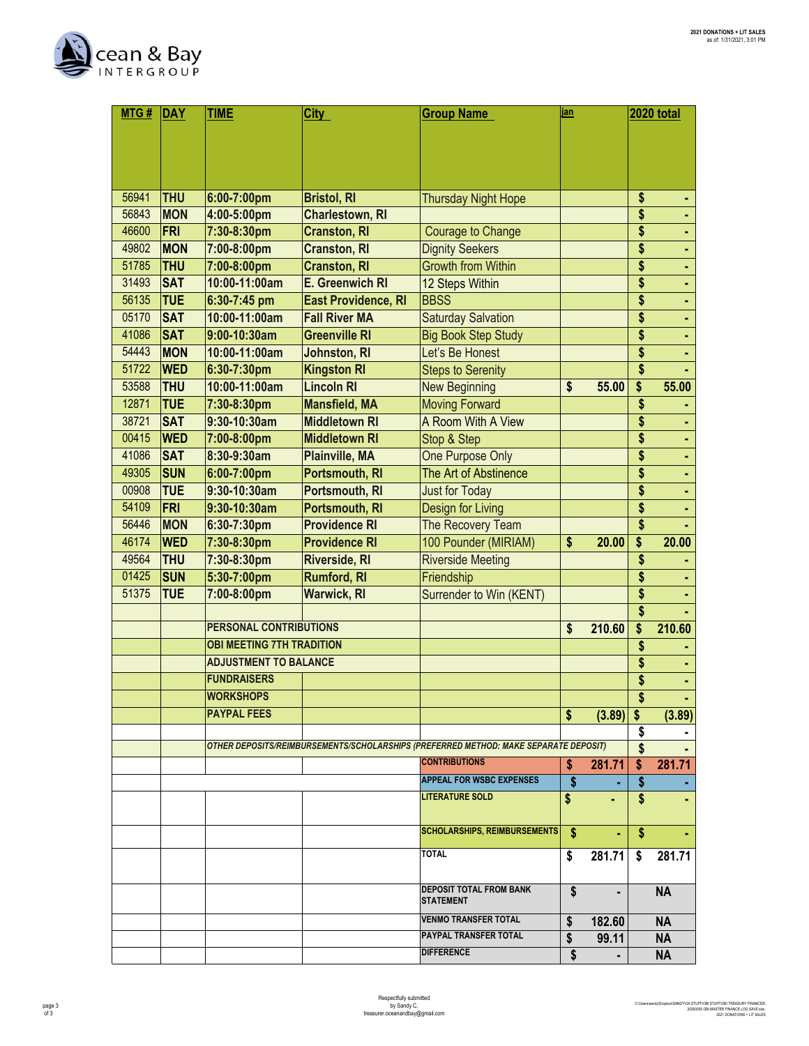Ocean & Bay INTERGROUP

**2021 DONATIONS + LIT SALES**
as of: 1/31/2021, 3:01 PM

| MTG # | DAY | TIME | City | Group Name | jan | 2020 total |
|---|---|---|---|---|---|---|
| 56941 | THU | 6:00-7:00pm | Bristol, RI | Thursday Night Hope | | $ - |
| 56843 | MON | 4:00-5:00pm | Charlestown, RI | | | $ - |
| 46600 | FRI | 7:30-8:30pm | Cranston, RI | Courage to Change | | $ - |
| 49802 | MON | 7:00-8:00pm | Cranston, RI | Dignity Seekers | | $ - |
| 51785 | THU | 7:00-8:00pm | Cranston, RI | Growth from Within | | $ - |
| 31493 | SAT | 10:00-11:00am | E. Greenwich RI | 12 Steps Within | | $ - |
| 56135 | TUE | 6:30-7:45 pm | East Providence, RI | BBSS | | $ - |
| 05170 | SAT | 10:00-11:00am | Fall River MA | Saturday Salvation | | $ - |
| 41086 | SAT | 9:00-10:30am | Greenville RI | Big Book Step Study | | $ - |
| 54443 | MON | 10:00-11:00am | Johnston, RI | Let's Be Honest | | $ - |
| 51722 | WED | 6:30-7:30pm | Kingston RI | Steps to Serenity | | $ - |
| 53588 | THU | 10:00-11:00am | Lincoln RI | New Beginning | $ 55.00 | $ 55.00 |
| 12871 | TUE | 7:30-8:30pm | Mansfield, MA | Moving Forward | | $ - |
| 38721 | SAT | 9:30-10:30am | Middletown RI | A Room With A View | | $ - |
| 00415 | WED | 7:00-8:00pm | Middletown RI | Stop & Step | | $ - |
| 41086 | SAT | 8:30-9:30am | Plainville, MA | One Purpose Only | | $ - |
| 49305 | SUN | 6:00-7:00pm | Portsmouth, RI | The Art of Abstinence | | $ - |
| 00908 | TUE | 9:30-10:30am | Portsmouth, RI | Just for Today | | $ - |
| 54109 | FRI | 9:30-10:30am | Portsmouth, RI | Design for Living | | $ - |
| 56446 | MON | 6:30-7:30pm | Providence RI | The Recovery Team | | $ - |
| 46174 | WED | 7:30-8:30pm | Providence RI | 100 Pounder (MIRIAM) | $ 20.00 | $ 20.00 |
| 49564 | THU | 7:30-8:30pm | Riverside, RI | Riverside Meeting | | $ - |
| 01425 | SUN | 5:30-7:00pm | Rumford, RI | Friendship | | $ - |
| 51375 | TUE | 7:00-8:00pm | Warwick, RI | Surrender to Win (KENT) | | $ - |
| | | | | | | $ - |
| | | PERSONAL CONTRIBUTIONS | | | $ 210.60 | $ 210.60 |
| | | OBI MEETING 7TH TRADITION | | | | $ - |
| | | ADJUSTMENT TO BALANCE | | | | $ - |
| | | FUNDRAISERS | | | | $ - |
| | | WORKSHOPS | | | | $ - |
| | | PAYPAL FEES | | | $ (3.89) | $ (3.89) |
| | | | | | | $ - |
| | | *OTHER DEPOSITS/REIMBURSEMENTS/SCHOLARSHIPS (PREFERRED METHOD: MAKE SEPARATE DEPOSIT)* | | | | $ - |
| | | | | CONTRIBUTIONS | $ 281.71 | $ 281.71 |
| | | | | APPEAL FOR WSBC EXPENSES | $ - | $ - |
| | | | | LITERATURE SOLD | $ - | $ - |
| | | | | SCHOLARSHIPS, REIMBURSEMENTS | $ - | $ - |
| | | | | TOTAL | $ 281.71 | $ 281.71 |
| | | | | DEPOSIT TOTAL FROM BANK STATEMENT | $ - | NA |
| | | | | VENMO TRANSFER TOTAL | $ 182.60 | NA |
| | | | | PAYPAL TRANSFER TOTAL | $ 99.11 | NA |
| | | | | DIFFERENCE | $ - | NA |

Respectfully submitted
by Sandy C,
treasurer.oceanandbay@gmail.com